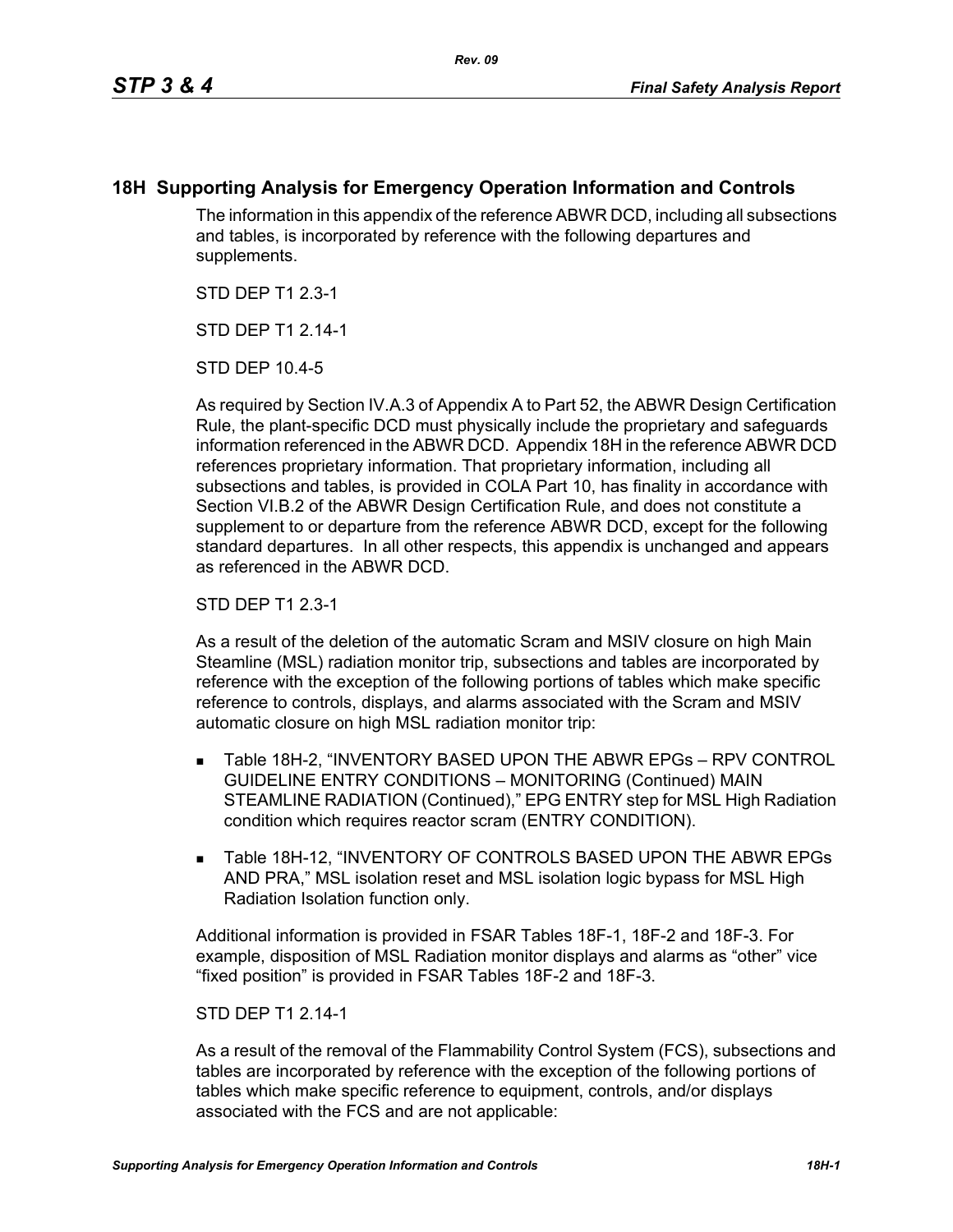# 18H Supporting Analysis for Emergency Operation Information and Controls

The information in this appendix of the reference ABWR DCD, including all subsections and tables, is incorporated by reference with the following departures and supplements.

STD DEP T1 2.3-1

STD DEP T1 2.14-1

STD DEP 10.4-5

As required by Section IV.A.3 of Appendix A to Part 52, the ABWR Design Certification Rule, the plant-specific DCD must physically include the proprietary and safeguards information referenced in the ABWR DCD. Appendix 18H in the reference ABWR DCD references proprietary information. That proprietary information, including all subsections and tables, is provided in COLA Part 10, has finality in accordance with Section VI.B.2 of the ABWR Design Certification Rule, and does not constitute a supplement to or departure from the reference ABWR DCD, except for the following standard departures. In all other respects, this appendix is unchanged and appears as referenced in the ABWR DCD.

STD DEP T1 2.3-1

As a result of the deletion of the automatic Scram and MSIV closure on high Main Steamline (MSL) radiation monitor trip, subsections and tables are incorporated by reference with the exception of the following portions of tables which make specific reference to controls, displays, and alarms associated with the Scram and MSIV automatic closure on high MSL radiation monitor trip:

- Table 18H-2, "INVENTORY BASED UPON THE ABWR EPGs – RPV CONTROL GUIDELINE ENTRY CONDITIONS – MONITORING (Continued) MAIN STEAMLINE RADIATION (Continued)," EPG ENTRY step for MSL High Radiation condition which requires reactor scram (ENTRY CONDITION).
- Table 18H-12, "INVENTORY OF CONTROLS BASED UPON THE ABWR EPGs AND PRA," MSL isolation reset and MSL isolation logic bypass for MSL High Radiation Isolation function only.

Additional information is provided in FSAR Tables 18F-1, 18F-2 and 18F-3. For example, disposition of MSL Radiation monitor displays and alarms as "other" vice "fixed position" is provided in FSAR Tables 18F-2 and 18F-3.

STD DEP T1 2.14-1

As a result of the removal of the Flammability Control System (FCS), subsections and tables are incorporated by reference with the exception of the following portions of tables which make specific reference to equipment, controls, and/or displays associated with the FCS and are not applicable: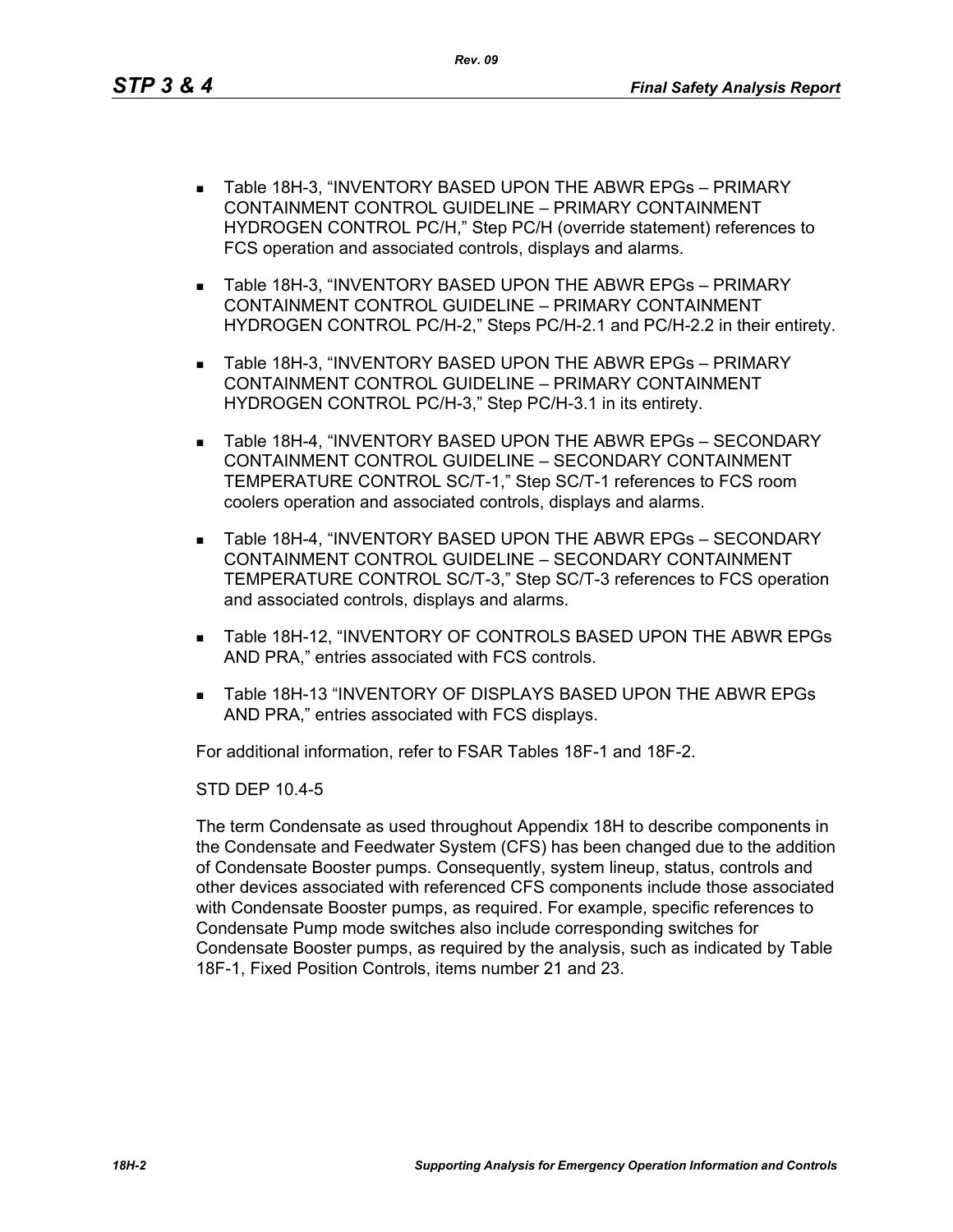- Table 18H-3, “INVENTORY BASED UPON THE ABWR EPGs – PRIMARY CONTAINMENT CONTROL GUIDELINE – PRIMARY CONTAINMENT HYDROGEN CONTROL PC/H,” Step PC/H (override statement) references to FCS operation and associated controls, displays and alarms.
- Table 18H-3, “INVENTORY BASED UPON THE ABWR EPGs – PRIMARY CONTAINMENT CONTROL GUIDELINE – PRIMARY CONTAINMENT HYDROGEN CONTROL PC/H-2,” Steps PC/H-2.1 and PC/H-2.2 in their entirety.
- Table 18H-3, “INVENTORY BASED UPON THE ABWR EPGs – PRIMARY CONTAINMENT CONTROL GUIDELINE – PRIMARY CONTAINMENT HYDROGEN CONTROL PC/H-3,” Step PC/H-3.1 in its entirety.
- Table 18H-4, “INVENTORY BASED UPON THE ABWR EPGs – SECONDARY CONTAINMENT CONTROL GUIDELINE – SECONDARY CONTAINMENT TEMPERATURE CONTROL SC/T-1,” Step SC/T-1 references to FCS room coolers operation and associated controls, displays and alarms.
- Table 18H-4, “INVENTORY BASED UPON THE ABWR EPGs – SECONDARY CONTAINMENT CONTROL GUIDELINE – SECONDARY CONTAINMENT TEMPERATURE CONTROL SC/T-3,” Step SC/T-3 references to FCS operation and associated controls, displays and alarms.
- Table 18H-12, “INVENTORY OF CONTROLS BASED UPON THE ABWR EPGs AND PRA,” entries associated with FCS controls.
- Table 18H-13 “INVENTORY OF DISPLAYS BASED UPON THE ABWR EPGs AND PRA,” entries associated with FCS displays.

For additional information, refer to FSAR Tables 18F-1 and 18F-2.

STD DEP 10.4-5

The term Condensate as used throughout Appendix 18H to describe components in the Condensate and Feedwater System (CFS) has been changed due to the addition of Condensate Booster pumps. Consequently, system lineup, status, controls and other devices associated with referenced CFS components include those associated with Condensate Booster pumps, as required. For example, specific references to Condensate Pump mode switches also include corresponding switches for Condensate Booster pumps, as required by the analysis, such as indicated by Table 18F-1, Fixed Position Controls, items number 21 and 23.